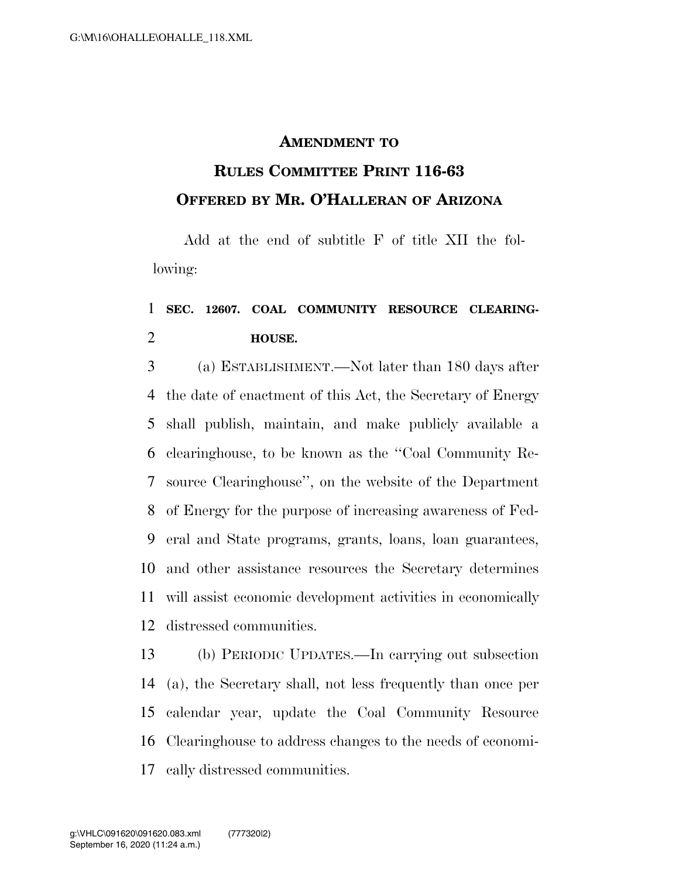# AMENDMENT TO RULES COMMITTEE PRINT 116-63
## OFFERED BY MR. O'HALLERAN OF ARIZONA

Add at the end of subtitle F of title XII the following:

**SEC. 12607. COAL COMMUNITY RESOURCE CLEARINGHOUSE.**

(a) ESTABLISHMENT.—Not later than 180 days after the date of enactment of this Act, the Secretary of Energy shall publish, maintain, and make publicly available a clearinghouse, to be known as the ''Coal Community Resource Clearinghouse'', on the website of the Department of Energy for the purpose of increasing awareness of Federal and State programs, grants, loans, loan guarantees, and other assistance resources the Secretary determines will assist economic development activities in economically distressed communities.

(b) PERIODIC UPDATES.—In carrying out subsection (a), the Secretary shall, not less frequently than once per calendar year, update the Coal Community Resource Clearinghouse to address changes to the needs of economically distressed communities.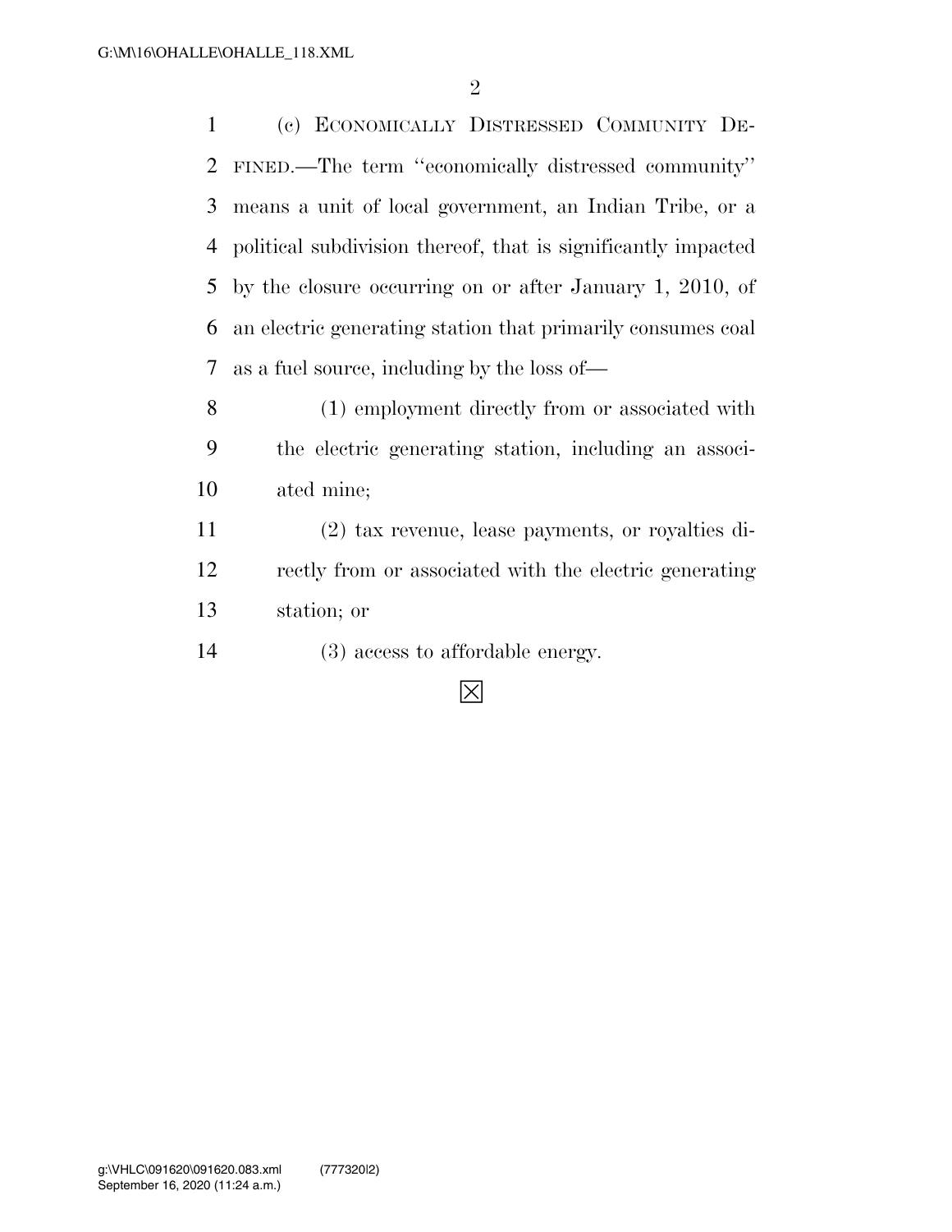(c) ECONOMICALLY DISTRESSED COMMUNITY DEFINED.—The term ''economically distressed community'' means a unit of local government, an Indian Tribe, or a political subdivision thereof, that is significantly impacted by the closure occurring on or after January 1, 2010, of an electric generating station that primarily consumes coal as a fuel source, including by the loss of—

(1) employment directly from or associated with the electric generating station, including an associated mine;

(2) tax revenue, lease payments, or royalties directly from or associated with the electric generating station; or

(3) access to affordable energy.